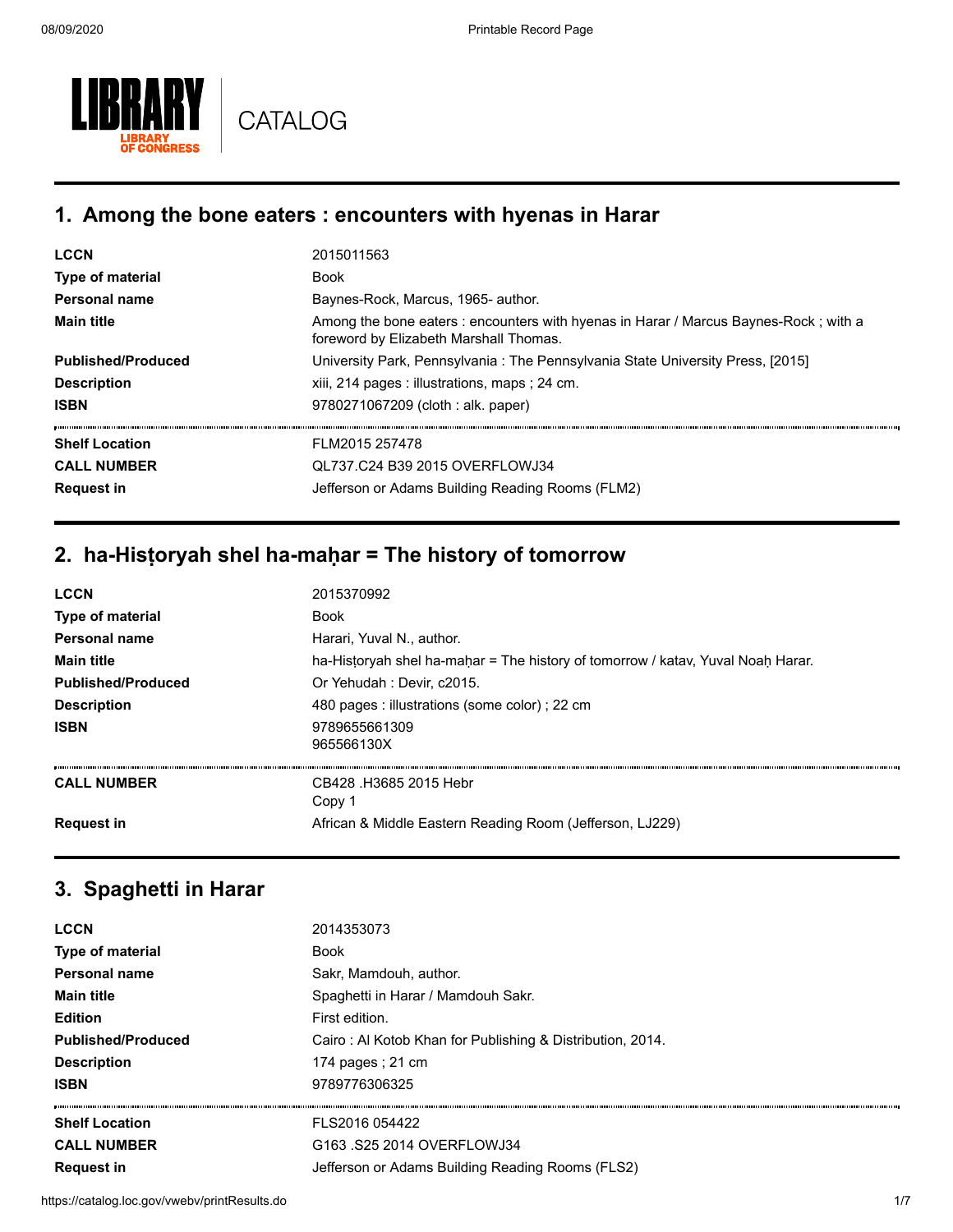LIBRARY
LIBRARY OF CONGRESS

CATALOG

## 1. Among the bone eaters : encounters with hyenas in Harar

| | |
|---|---|
| **LCCN** | 2015011563 |
| **Type of material** | Book |
| **Personal name** | Baynes-Rock, Marcus, 1965- author. |
| **Main title** | Among the bone eaters : encounters with hyenas in Harar / Marcus Baynes-Rock ; with a foreword by Elizabeth Marshall Thomas. |
| **Published/Produced** | University Park, Pennsylvania : The Pennsylvania State University Press, [2015] |
| **Description** | xiii, 214 pages : illustrations, maps ; 24 cm. |
| **ISBN** | 9780271067209 (cloth : alk. paper) |
| **Shelf Location** | FLM2015 257478 |
| **CALL NUMBER** | QL737.C24 B39 2015 OVERFLOWJ34 |
| **Request in** | Jefferson or Adams Building Reading Rooms (FLM2) |

## 2. ha-Hisṭoryah shel ha-maḥar = The history of tomorrow

| | |
|---|---|
| **LCCN** | 2015370992 |
| **Type of material** | Book |
| **Personal name** | Harari, Yuval N., author. |
| **Main title** | ha-Hisṭoryah shel ha-maḥar = The history of tomorrow / katav, Yuval Noaḥ Harar. |
| **Published/Produced** | Or Yehudah : Devir, c2015. |
| **Description** | 480 pages : illustrations (some color) ; 22 cm |
| **ISBN** | 9789655661309<br>965566130X |
| **CALL NUMBER** | CB428 .H3685 2015 Hebr<br>Copy 1 |
| **Request in** | African & Middle Eastern Reading Room (Jefferson, LJ229) |

## 3. Spaghetti in Harar

| | |
|---|---|
| **LCCN** | 2014353073 |
| **Type of material** | Book |
| **Personal name** | Sakr, Mamdouh, author. |
| **Main title** | Spaghetti in Harar / Mamdouh Sakr. |
| **Edition** | First edition. |
| **Published/Produced** | Cairo : Al Kotob Khan for Publishing & Distribution, 2014. |
| **Description** | 174 pages ; 21 cm |
| **ISBN** | 9789776306325 |
| **Shelf Location** | FLS2016 054422 |
| **CALL NUMBER** | G163 .S25 2014 OVERFLOWJ34 |
| **Request in** | Jefferson or Adams Building Reading Rooms (FLS2) |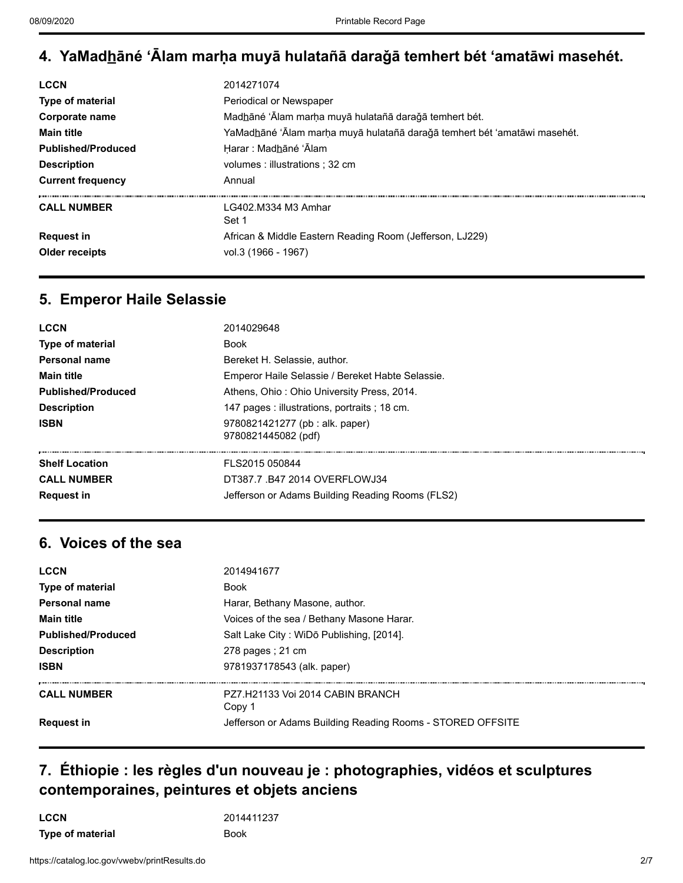## 4. YaMadḫāné ʻĀlam marḥa muyā hulatañā daraǧā temhert bét ʻamatāwi masehét.

| | |
|---|---|
| **LCCN** | 2014271074 |
| **Type of material** | Periodical or Newspaper |
| **Corporate name** | Madḫāné ʻĀlam marḥa muyā hulatañā daraǧā temhert bét. |
| **Main title** | YaMadḫāné ʻĀlam marḥa muyā hulatañā daraǧā temhert bét ʻamatāwi masehét. |
| **Published/Produced** | Ḥarar : Madḫāné ʻĀlam |
| **Description** | volumes : illustrations ; 32 cm |
| **Current frequency** | Annual |
| **CALL NUMBER** | LG402.M334 M3 Amhar<br>Set 1 |
| **Request in** | African & Middle Eastern Reading Room (Jefferson, LJ229) |
| **Older receipts** | vol.3 (1966 - 1967) |

## 5. Emperor Haile Selassie

| | |
|---|---|
| **LCCN** | 2014029648 |
| **Type of material** | Book |
| **Personal name** | Bereket H. Selassie, author. |
| **Main title** | Emperor Haile Selassie / Bereket Habte Selassie. |
| **Published/Produced** | Athens, Ohio : Ohio University Press, 2014. |
| **Description** | 147 pages : illustrations, portraits ; 18 cm. |
| **ISBN** | 9780821421277 (pb : alk. paper)<br>9780821445082 (pdf) |
| **Shelf Location** | FLS2015 050844 |
| **CALL NUMBER** | DT387.7 .B47 2014 OVERFLOWJ34 |
| **Request in** | Jefferson or Adams Building Reading Rooms (FLS2) |

## 6. Voices of the sea

| | |
|---|---|
| **LCCN** | 2014941677 |
| **Type of material** | Book |
| **Personal name** | Harar, Bethany Masone, author. |
| **Main title** | Voices of the sea / Bethany Masone Harar. |
| **Published/Produced** | Salt Lake City : WiDō Publishing, [2014]. |
| **Description** | 278 pages ; 21 cm |
| **ISBN** | 9781937178543 (alk. paper) |
| **CALL NUMBER** | PZ7.H21133 Voi 2014 CABIN BRANCH<br>Copy 1 |
| **Request in** | Jefferson or Adams Building Reading Rooms - STORED OFFSITE |

## 7. Éthiopie : les règles d'un nouveau je : photographies, vidéos et sculptures contemporaines, peintures et objets anciens

| | |
|---|---|
| **LCCN** | 2014411237 |
| **Type of material** | Book |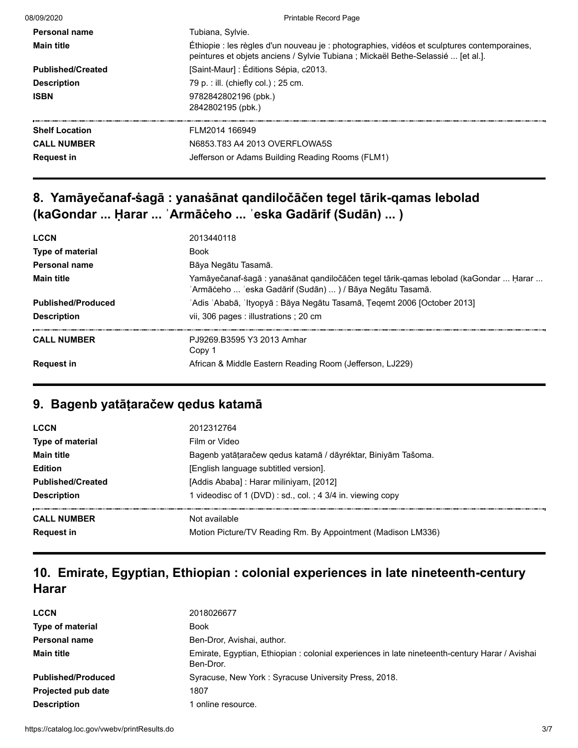| | |
|---|---|
| **Personal name** | Tubiana, Sylvie. |
| **Main title** | Éthiopie : les règles d'un nouveau je : photographies, vidéos et sculptures contemporaines, peintures et objets anciens / Sylvie Tubiana ; Mickaël Bethe-Selassié ... [et al.]. |
| **Published/Created** | [Saint-Maur] : Éditions Sépia, c2013. |
| **Description** | 79 p. : ill. (chiefly col.) ; 25 cm. |
| **ISBN** | 9782842802196 (pbk.)<br>2842802195 (pbk.) |
| **Shelf Location** | FLM2014 166949 |
| **CALL NUMBER** | N6853.T83 A4 2013 OVERFLOWA5S |
| **Request in** | Jefferson or Adams Building Reading Rooms (FLM1) |

## 8. Yamāyečanaf-śagā : yanaśānat qandiločāčen tegel tārik-qamas lebolad (kaGondar ... Ḥarar ... ʾArmāčeho ... ʾeska Gadārif (Sudān) ... )

| | |
|---|---|
| **LCCN** | 2013440118 |
| **Type of material** | Book |
| **Personal name** | Bāya Negātu Tasamā. |
| **Main title** | Yamāyečanaf-śagā : yanaśānat qandiločāčen tegel tārik-qamas lebolad (kaGondar ... Ḥarar ... ʾArmāčeho ... ʾeska Gadārif (Sudān) ... ) / Bāya Negātu Tasamā. |
| **Published/Produced** | ʾAdis ʾAbabā, ʾItyopyā : Bāya Negātu Tasamā, Ṭeqemt 2006 [October 2013] |
| **Description** | vii, 306 pages : illustrations ; 20 cm |
| **CALL NUMBER** | PJ9269.B3595 Y3 2013 Amhar<br>Copy 1 |
| **Request in** | African & Middle Eastern Reading Room (Jefferson, LJ229) |

## 9. Bagenb yatāṭaračew qedus katamā

| | |
|---|---|
| **LCCN** | 2012312764 |
| **Type of material** | Film or Video |
| **Main title** | Bagenb yatāṭaračew qedus katamā / dāyréktar, Biniyām Tašoma. |
| **Edition** | [English language subtitled version]. |
| **Published/Created** | [Addis Ababa] : Harar miliniyam, [2012] |
| **Description** | 1 videodisc of 1 (DVD) : sd., col. ; 4 3/4 in. viewing copy |
| **CALL NUMBER** | Not available |
| **Request in** | Motion Picture/TV Reading Rm. By Appointment (Madison LM336) |

## 10. Emirate, Egyptian, Ethiopian : colonial experiences in late nineteenth-century Harar

| | |
|---|---|
| **LCCN** | 2018026677 |
| **Type of material** | Book |
| **Personal name** | Ben-Dror, Avishai, author. |
| **Main title** | Emirate, Egyptian, Ethiopian : colonial experiences in late nineteenth-century Harar / Avishai Ben-Dror. |
| **Published/Produced** | Syracuse, New York : Syracuse University Press, 2018. |
| **Projected pub date** | 1807 |
| **Description** | 1 online resource. |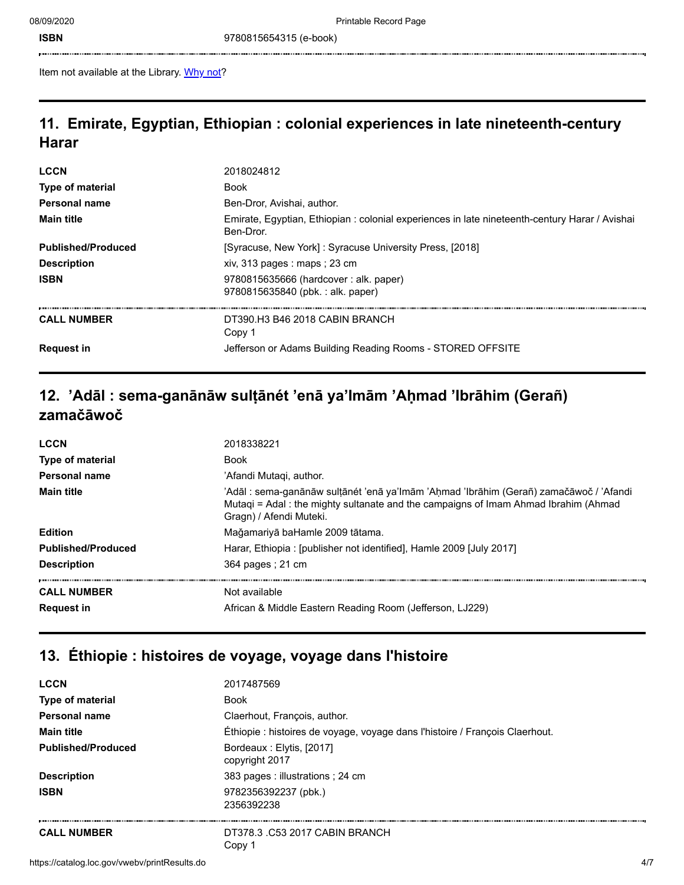| | |
|---|---|
| **ISBN** | 9780815654315 (e-book) |

Item not available at the Library. [Why not](#)?

## 11. Emirate, Egyptian, Ethiopian : colonial experiences in late nineteenth-century Harar

| | |
|---|---|
| **LCCN** | 2018024812 |
| **Type of material** | Book |
| **Personal name** | Ben-Dror, Avishai, author. |
| **Main title** | Emirate, Egyptian, Ethiopian : colonial experiences in late nineteenth-century Harar / Avishai Ben-Dror. |
| **Published/Produced** | [Syracuse, New York] : Syracuse University Press, [2018] |
| **Description** | xiv, 313 pages : maps ; 23 cm |
| **ISBN** | 9780815635666 (hardcover : alk. paper)<br>9780815635840 (pbk. : alk. paper) |
| **CALL NUMBER** | DT390.H3 B46 2018 CABIN BRANCH<br>Copy 1 |
| **Request in** | Jefferson or Adams Building Reading Rooms - STORED OFFSITE |

## 12. ʼAdāl : sema-ganānāw sulṭānét ʼenā yaʼImām ʼAḥmad ʼIbrāhim (Gerañ) zamačāwoč

| | |
|---|---|
| **LCCN** | 2018338221 |
| **Type of material** | Book |
| **Personal name** | ʼAfandi Mutaqi, author. |
| **Main title** | ʼAdāl : sema-ganānāw sulṭānét ʼenā yaʼImām ʼAḥmad ʼIbrāhim (Gerañ) zamačāwoč / ʼAfandi Mutaqi = Adal : the mighty sultanate and the campaigns of Imam Ahmad Ibrahim (Ahmad Gragn) / Afendi Muteki. |
| **Edition** | Mağamariyā baHamle 2009 tātama. |
| **Published/Produced** | Harar, Ethiopia : [publisher not identified], Hamle 2009 [July 2017] |
| **Description** | 364 pages ; 21 cm |
| **CALL NUMBER** | Not available |
| **Request in** | African & Middle Eastern Reading Room (Jefferson, LJ229) |

## 13. Éthiopie : histoires de voyage, voyage dans l'histoire

| | |
|---|---|
| **LCCN** | 2017487569 |
| **Type of material** | Book |
| **Personal name** | Claerhout, François, author. |
| **Main title** | Éthiopie : histoires de voyage, voyage dans l'histoire / François Claerhout. |
| **Published/Produced** | Bordeaux : Elytis, [2017]<br>copyright 2017 |
| **Description** | 383 pages : illustrations ; 24 cm |
| **ISBN** | 9782356392237 (pbk.)<br>2356392238 |
| **CALL NUMBER** | DT378.3 .C53 2017 CABIN BRANCH<br>Copy 1 |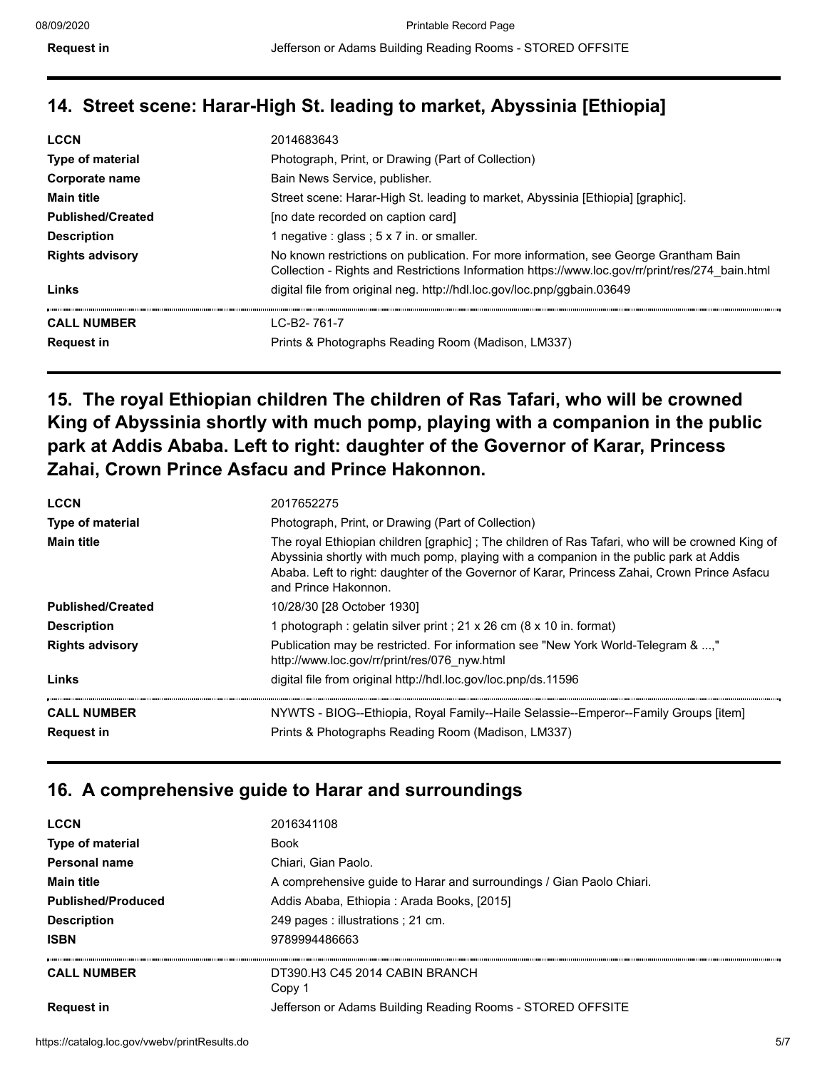| | |
|---|---|
| **Request in** | Jefferson or Adams Building Reading Rooms - STORED OFFSITE |

## 14. Street scene: Harar-High St. leading to market, Abyssinia [Ethiopia]

| | |
|---|---|
| **LCCN** | 2014683643 |
| **Type of material** | Photograph, Print, or Drawing (Part of Collection) |
| **Corporate name** | Bain News Service, publisher. |
| **Main title** | Street scene: Harar-High St. leading to market, Abyssinia [Ethiopia] [graphic]. |
| **Published/Created** | [no date recorded on caption card] |
| **Description** | 1 negative : glass ; 5 x 7 in. or smaller. |
| **Rights advisory** | No known restrictions on publication. For more information, see George Grantham Bain Collection - Rights and Restrictions Information https://www.loc.gov/rr/print/res/274_bain.html |
| **Links** | digital file from original neg. http://hdl.loc.gov/loc.pnp/ggbain.03649 |
| **CALL NUMBER** | LC-B2- 761-7 |
| **Request in** | Prints & Photographs Reading Room (Madison, LM337) |

## 15. The royal Ethiopian children The children of Ras Tafari, who will be crowned King of Abyssinia shortly with much pomp, playing with a companion in the public park at Addis Ababa. Left to right: daughter of the Governor of Karar, Princess Zahai, Crown Prince Asfacu and Prince Hakonnon.

| | |
|---|---|
| **LCCN** | 2017652275 |
| **Type of material** | Photograph, Print, or Drawing (Part of Collection) |
| **Main title** | The royal Ethiopian children [graphic] ; The children of Ras Tafari, who will be crowned King of Abyssinia shortly with much pomp, playing with a companion in the public park at Addis Ababa. Left to right: daughter of the Governor of Karar, Princess Zahai, Crown Prince Asfacu and Prince Hakonnon. |
| **Published/Created** | 10/28/30 [28 October 1930] |
| **Description** | 1 photograph : gelatin silver print ; 21 x 26 cm (8 x 10 in. format) |
| **Rights advisory** | Publication may be restricted. For information see "New York World-Telegram & ...," http://www.loc.gov/rr/print/res/076_nyw.html |
| **Links** | digital file from original http://hdl.loc.gov/loc.pnp/ds.11596 |
| **CALL NUMBER** | NYWTS - BIOG--Ethiopia, Royal Family--Haile Selassie--Emperor--Family Groups [item] |
| **Request in** | Prints & Photographs Reading Room (Madison, LM337) |

## 16. A comprehensive guide to Harar and surroundings

| | |
|---|---|
| **LCCN** | 2016341108 |
| **Type of material** | Book |
| **Personal name** | Chiari, Gian Paolo. |
| **Main title** | A comprehensive guide to Harar and surroundings / Gian Paolo Chiari. |
| **Published/Produced** | Addis Ababa, Ethiopia : Arada Books, [2015] |
| **Description** | 249 pages : illustrations ; 21 cm. |
| **ISBN** | 9789994486663 |
| **CALL NUMBER** | DT390.H3 C45 2014 CABIN BRANCH<br>Copy 1 |
| **Request in** | Jefferson or Adams Building Reading Rooms - STORED OFFSITE |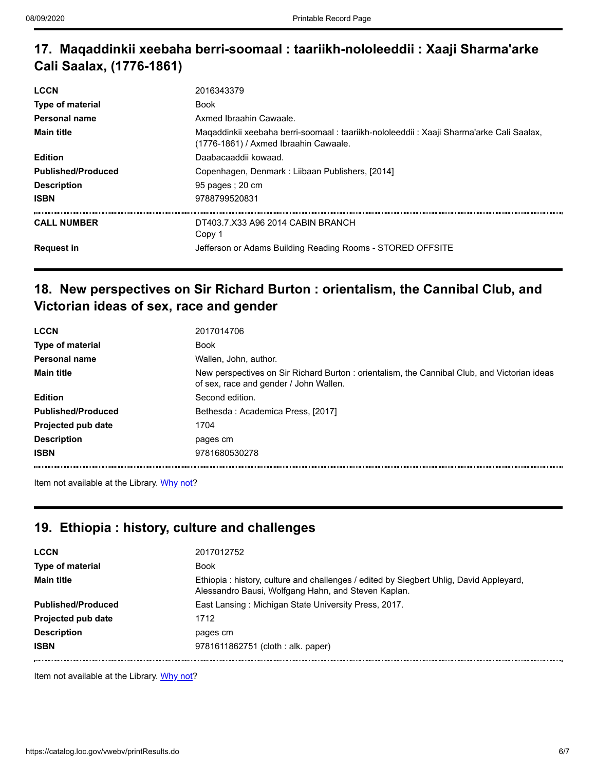## 17. Maqaddinkii xeebaha berri-soomaal : taariikh-nololeeddii : Xaaji Sharma'arke Cali Saalax, (1776-1861)

| | |
|---|---|
| **LCCN** | 2016343379 |
| **Type of material** | Book |
| **Personal name** | Axmed Ibraahin Cawaale. |
| **Main title** | Maqaddinkii xeebaha berri-soomaal : taariikh-nololeeddii : Xaaji Sharma'arke Cali Saalax, (1776-1861) / Axmed Ibraahin Cawaale. |
| **Edition** | Daabacaaddii kowaad. |
| **Published/Produced** | Copenhagen, Denmark : Liibaan Publishers, [2014] |
| **Description** | 95 pages ; 20 cm |
| **ISBN** | 9788799520831 |
| **CALL NUMBER** | DT403.7.X33 A96 2014 CABIN BRANCH<br>Copy 1 |
| **Request in** | Jefferson or Adams Building Reading Rooms - STORED OFFSITE |

## 18. New perspectives on Sir Richard Burton : orientalism, the Cannibal Club, and Victorian ideas of sex, race and gender

| | |
|---|---|
| **LCCN** | 2017014706 |
| **Type of material** | Book |
| **Personal name** | Wallen, John, author. |
| **Main title** | New perspectives on Sir Richard Burton : orientalism, the Cannibal Club, and Victorian ideas of sex, race and gender / John Wallen. |
| **Edition** | Second edition. |
| **Published/Produced** | Bethesda : Academica Press, [2017] |
| **Projected pub date** | 1704 |
| **Description** | pages cm |
| **ISBN** | 9781680530278 |

Item not available at the Library. Why not?

## 19. Ethiopia : history, culture and challenges

| | |
|---|---|
| **LCCN** | 2017012752 |
| **Type of material** | Book |
| **Main title** | Ethiopia : history, culture and challenges / edited by Siegbert Uhlig, David Appleyard, Alessandro Bausi, Wolfgang Hahn, and Steven Kaplan. |
| **Published/Produced** | East Lansing : Michigan State University Press, 2017. |
| **Projected pub date** | 1712 |
| **Description** | pages cm |
| **ISBN** | 9781611862751 (cloth : alk. paper) |

Item not available at the Library. Why not?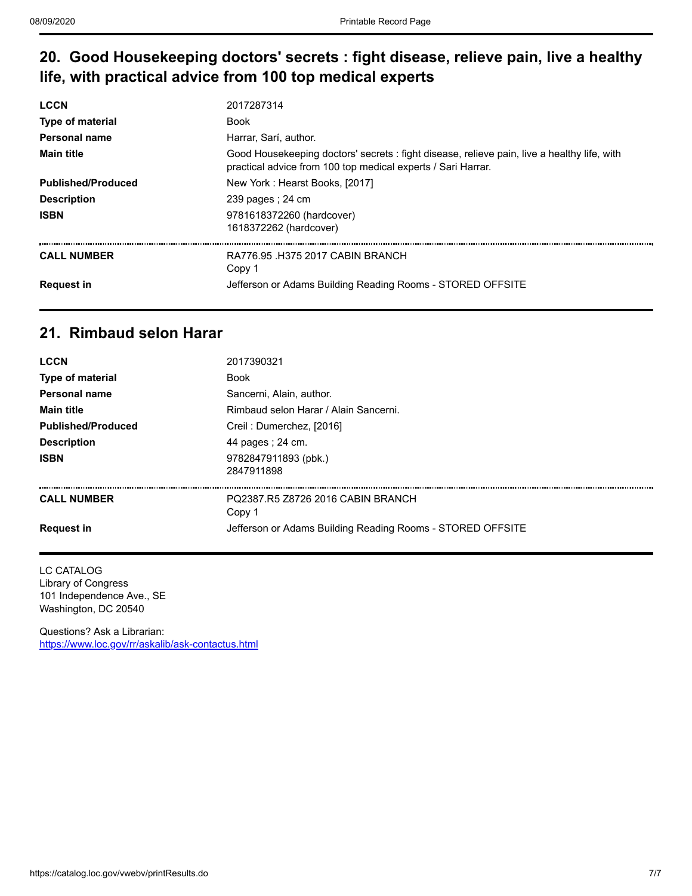## 20. Good Housekeeping doctors' secrets : fight disease, relieve pain, live a healthy life, with practical advice from 100 top medical experts

| | |
|---|---|
| **LCCN** | 2017287314 |
| **Type of material** | Book |
| **Personal name** | Harrar, Sarí, author. |
| **Main title** | Good Housekeeping doctors' secrets : fight disease, relieve pain, live a healthy life, with practical advice from 100 top medical experts / Sari Harrar. |
| **Published/Produced** | New York : Hearst Books, [2017] |
| **Description** | 239 pages ; 24 cm |
| **ISBN** | 9781618372260 (hardcover)<br>1618372262 (hardcover) |
| **CALL NUMBER** | RA776.95 .H375 2017 CABIN BRANCH<br>Copy 1 |
| **Request in** | Jefferson or Adams Building Reading Rooms - STORED OFFSITE |

## 21. Rimbaud selon Harar

| | |
|---|---|
| **LCCN** | 2017390321 |
| **Type of material** | Book |
| **Personal name** | Sancerni, Alain, author. |
| **Main title** | Rimbaud selon Harar / Alain Sancerni. |
| **Published/Produced** | Creil : Dumerchez, [2016] |
| **Description** | 44 pages ; 24 cm. |
| **ISBN** | 9782847911893 (pbk.)<br>2847911898 |
| **CALL NUMBER** | PQ2387.R5 Z8726 2016 CABIN BRANCH<br>Copy 1 |
| **Request in** | Jefferson or Adams Building Reading Rooms - STORED OFFSITE |

LC CATALOG
Library of Congress
101 Independence Ave., SE
Washington, DC 20540

Questions? Ask a Librarian:
https://www.loc.gov/rr/askalib/ask-contactus.html